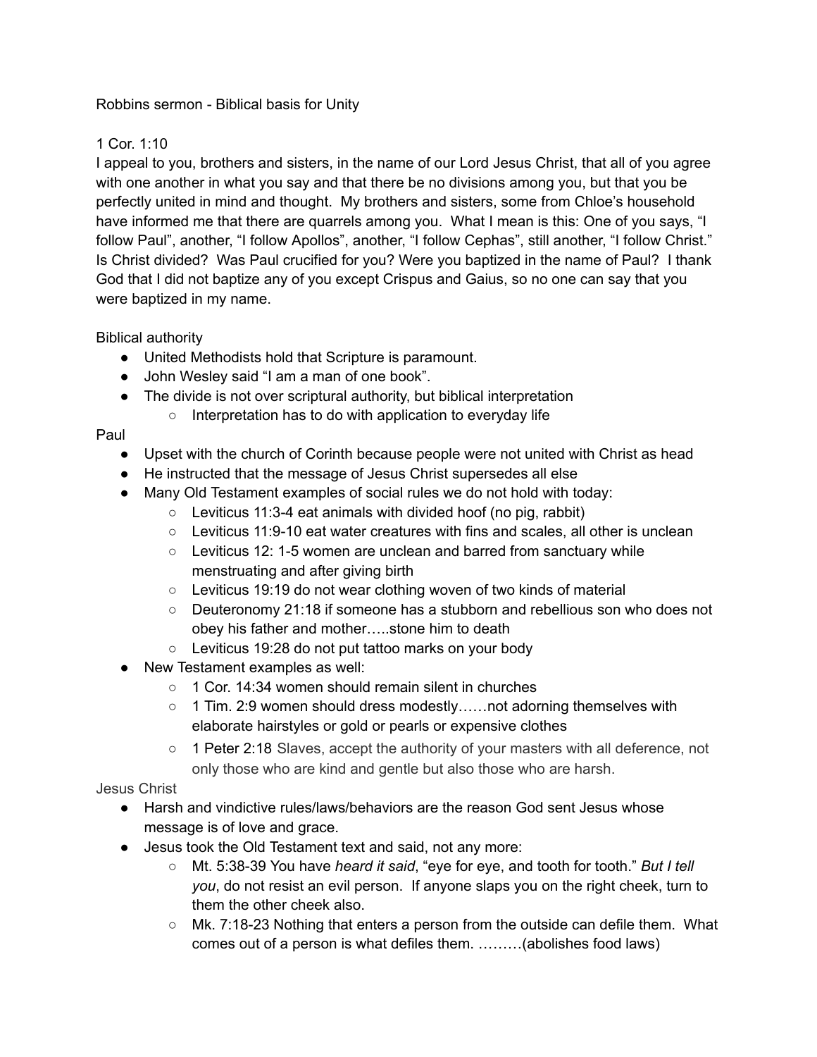Robbins sermon - Biblical basis for Unity

1 Cor. 1:10

I appeal to you, brothers and sisters, in the name of our Lord Jesus Christ, that all of you agree with one another in what you say and that there be no divisions among you, but that you be perfectly united in mind and thought. My brothers and sisters, some from Chloe's household have informed me that there are quarrels among you. What I mean is this: One of you says, "I follow Paul", another, "I follow Apollos", another, "I follow Cephas", still another, "I follow Christ." Is Christ divided? Was Paul crucified for you? Were you baptized in the name of Paul? I thank God that I did not baptize any of you except Crispus and Gaius, so no one can say that you were baptized in my name.

Biblical authority

- United Methodists hold that Scripture is paramount.
- John Wesley said "I am a man of one book".
- The divide is not over scriptural authority, but biblical interpretation
  - Interpretation has to do with application to everyday life

Paul

- Upset with the church of Corinth because people were not united with Christ as head
- He instructed that the message of Jesus Christ supersedes all else
- Many Old Testament examples of social rules we do not hold with today:
  - Leviticus 11:3-4 eat animals with divided hoof (no pig, rabbit)
  - Leviticus 11:9-10 eat water creatures with fins and scales, all other is unclean
  - Leviticus 12: 1-5 women are unclean and barred from sanctuary while menstruating and after giving birth
  - Leviticus 19:19 do not wear clothing woven of two kinds of material
  - Deuteronomy 21:18 if someone has a stubborn and rebellious son who does not obey his father and mother…..stone him to death
  - Leviticus 19:28 do not put tattoo marks on your body
- New Testament examples as well:
  - 1 Cor. 14:34 women should remain silent in churches
  - 1 Tim. 2:9 women should dress modestly……not adorning themselves with elaborate hairstyles or gold or pearls or expensive clothes
  - 1 Peter 2:18 Slaves, accept the authority of your masters with all deference, not only those who are kind and gentle but also those who are harsh.

Jesus Christ

- Harsh and vindictive rules/laws/behaviors are the reason God sent Jesus whose message is of love and grace.
- Jesus took the Old Testament text and said, not any more:
  - Mt. 5:38-39 You have *heard it said*, "eye for eye, and tooth for tooth." *But I tell you*, do not resist an evil person. If anyone slaps you on the right cheek, turn to them the other cheek also.
  - Mk. 7:18-23 Nothing that enters a person from the outside can defile them. What comes out of a person is what defiles them. ………(abolishes food laws)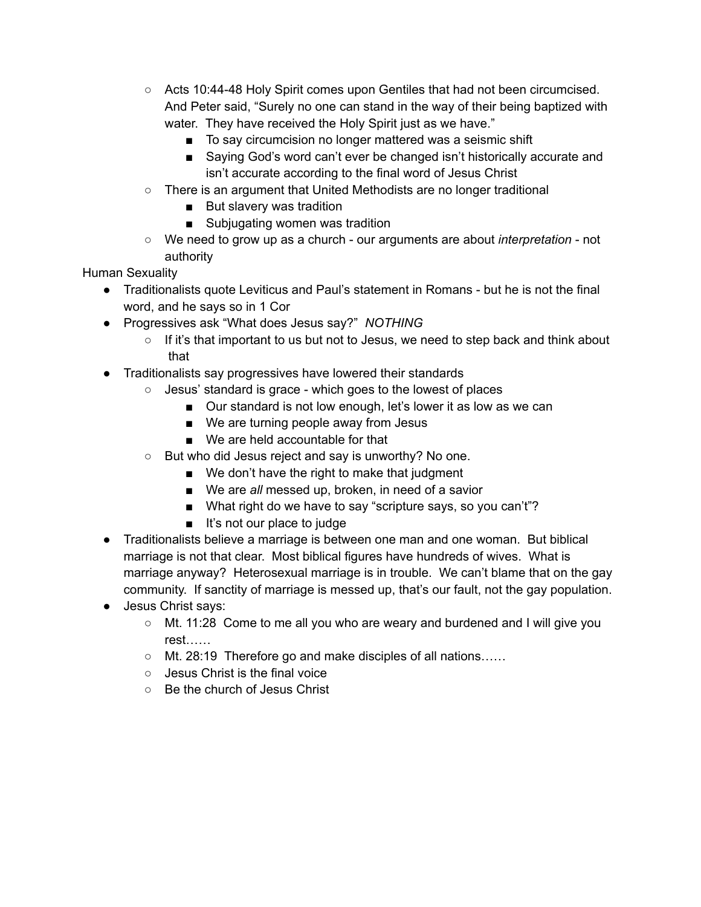- Acts 10:44-48 Holy Spirit comes upon Gentiles that had not been circumcised. And Peter said, "Surely no one can stand in the way of their being baptized with water. They have received the Holy Spirit just as we have."
        - To say circumcision no longer mattered was a seismic shift
        - Saying God's word can't ever be changed isn't historically accurate and isn't accurate according to the final word of Jesus Christ
    - There is an argument that United Methodists are no longer traditional
        - But slavery was tradition
        - Subjugating women was tradition
    - We need to grow up as a church - our arguments are about *interpretation* - not authority

Human Sexuality

- Traditionalists quote Leviticus and Paul's statement in Romans - but he is not the final word, and he says so in 1 Cor
- Progressives ask "What does Jesus say?" *NOTHING*
    - If it's that important to us but not to Jesus, we need to step back and think about that
- Traditionalists say progressives have lowered their standards
    - Jesus' standard is grace - which goes to the lowest of places
        - Our standard is not low enough, let's lower it as low as we can
        - We are turning people away from Jesus
        - We are held accountable for that
    - But who did Jesus reject and say is unworthy? No one.
        - We don't have the right to make that judgment
        - We are *all* messed up, broken, in need of a savior
        - What right do we have to say "scripture says, so you can't"?
        - It's not our place to judge
- Traditionalists believe a marriage is between one man and one woman. But biblical marriage is not that clear. Most biblical figures have hundreds of wives. What is marriage anyway? Heterosexual marriage is in trouble. We can't blame that on the gay community. If sanctity of marriage is messed up, that's our fault, not the gay population.
- Jesus Christ says:
    - Mt. 11:28 Come to me all you who are weary and burdened and I will give you rest……
    - Mt. 28:19 Therefore go and make disciples of all nations……
    - Jesus Christ is the final voice
    - Be the church of Jesus Christ